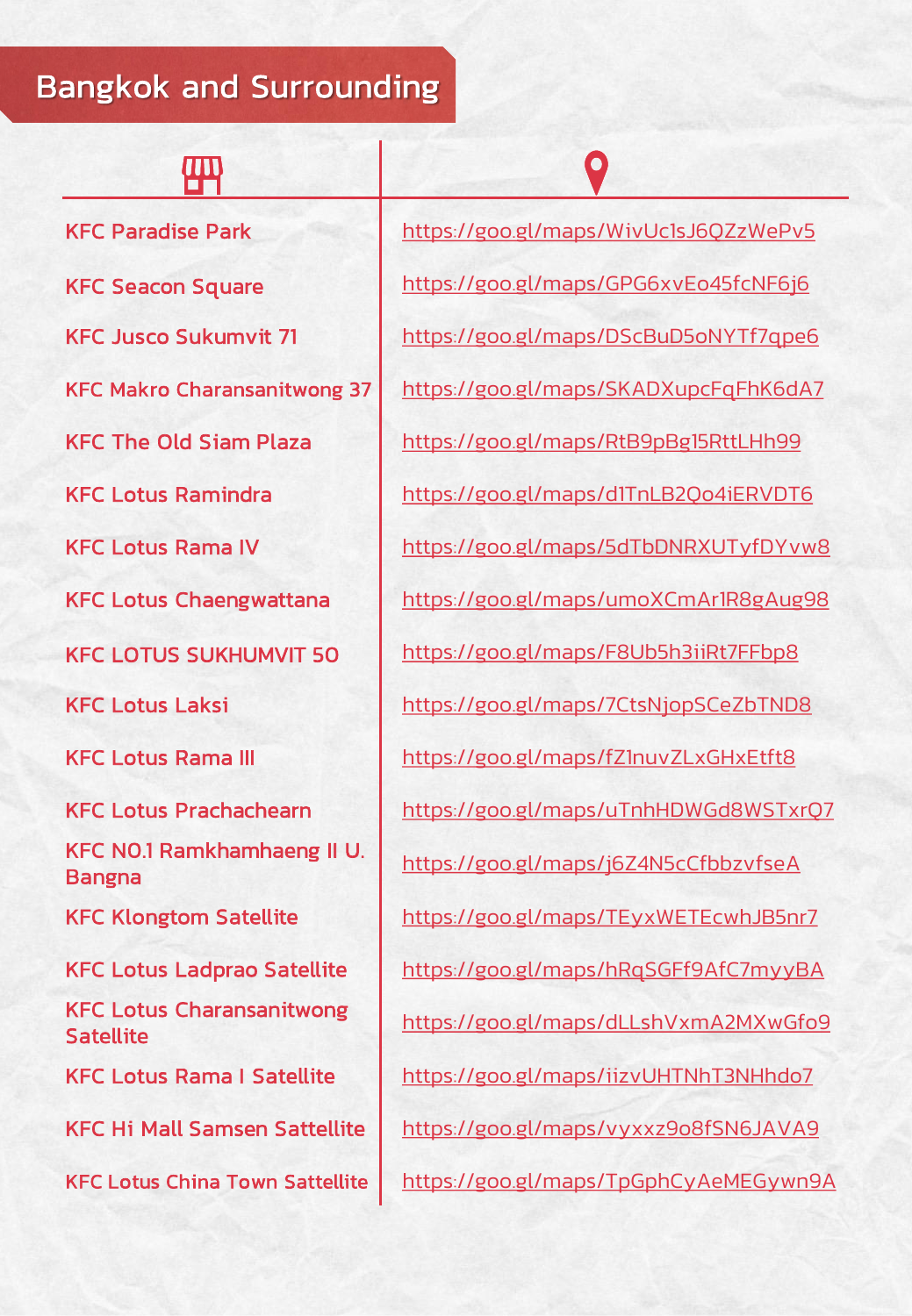## Bangkok and Surrounding

| | |
|---|---|
| KFC Paradise Park | https://goo.gl/maps/WivUc1sJ6QZzWePv5 |
| KFC Seacon Square | https://goo.gl/maps/GPG6xvEo45fcNF6j6 |
| KFC Jusco Sukumvit 71 | https://goo.gl/maps/DScBuD5oNYTf7qpe6 |
| KFC Makro Charansanitwong 37 | https://goo.gl/maps/SKADXupcFqFhK6dA7 |
| KFC The Old Siam Plaza | https://goo.gl/maps/RtB9pBg15RttLHh99 |
| KFC Lotus Ramindra | https://goo.gl/maps/d1TnLB2Qo4iERVDT6 |
| KFC Lotus Rama IV | https://goo.gl/maps/5dTbDNRXUTyfDYvw8 |
| KFC Lotus Chaengwattana | https://goo.gl/maps/umoXCmAr1R8gAug98 |
| KFC LOTUS SUKHUMVIT 50 | https://goo.gl/maps/F8Ub5h3iiRt7FFbp8 |
| KFC Lotus Laksi | https://goo.gl/maps/7CtsNjopSCeZbTND8 |
| KFC Lotus Rama III | https://goo.gl/maps/fZ1nuvZLxGHxEtft8 |
| KFC Lotus Prachachearn | https://goo.gl/maps/uTnhHDWGd8WSTxrQ7 |
| KFC N0.1 Ramkhamhaeng II U. Bangna | https://goo.gl/maps/j6Z4N5cCfbbzvfseA |
| KFC Klongtom Satellite | https://goo.gl/maps/TEyxWETEcwhJB5nr7 |
| KFC Lotus Ladprao Satellite | https://goo.gl/maps/hRqSGFf9AfC7myyBA |
| KFC Lotus Charansanitwong Satellite | https://goo.gl/maps/dLLshVxmA2MXwGfo9 |
| KFC Lotus Rama I Satellite | https://goo.gl/maps/iizvUHTNhT3NHhdo7 |
| KFC Hi Mall Samsen Sattellite | https://goo.gl/maps/vyxxz9o8fSN6JAVA9 |
| KFC Lotus China Town Sattellite | https://goo.gl/maps/TpGphCyAeMEGywn9A |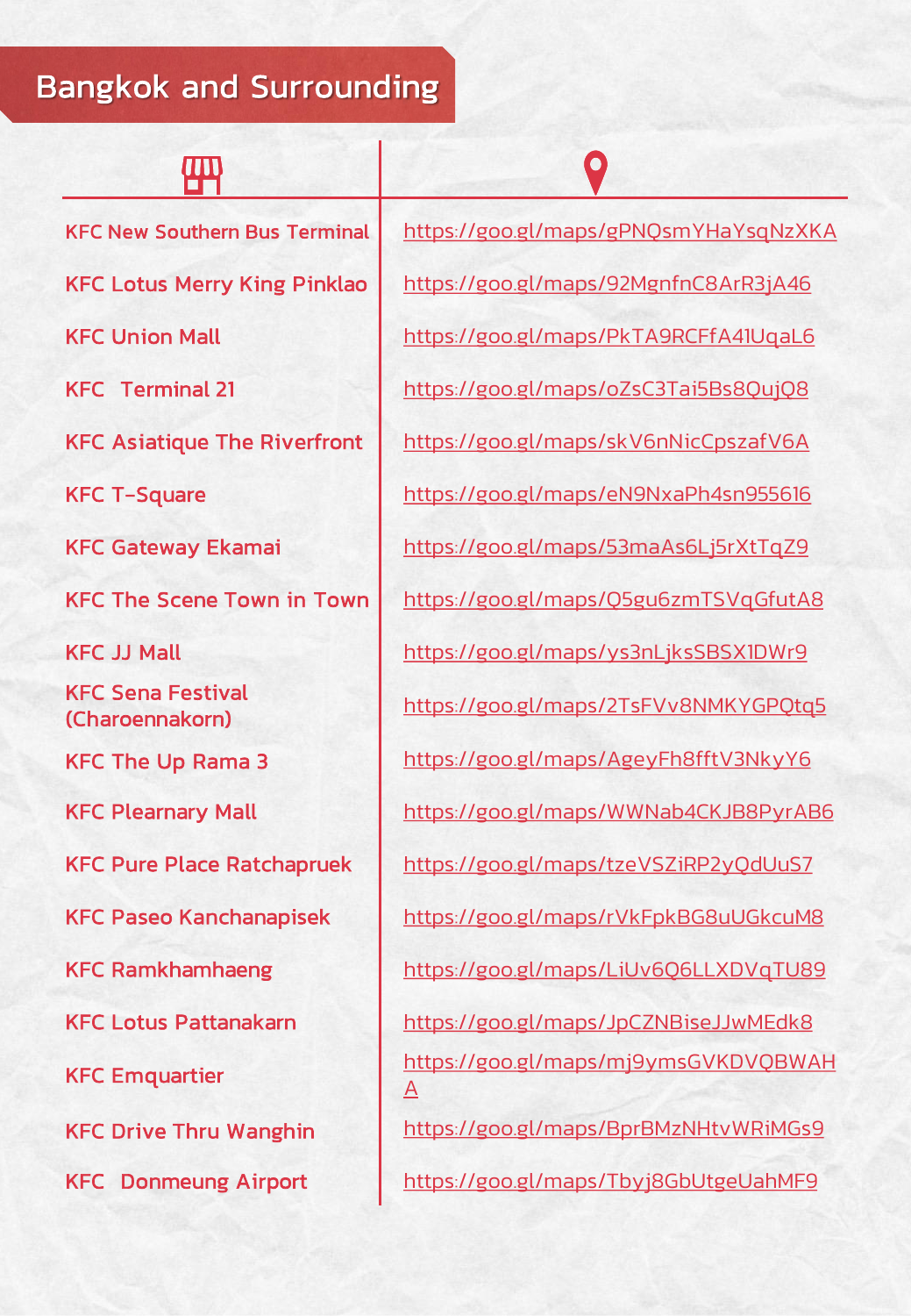## Bangkok and Surrounding

| | |
|---|---|
| KFC New Southern Bus Terminal | https://goo.gl/maps/gPNQsmYHaYsqNzXKA |
| KFC Lotus Merry King Pinklao | https://goo.gl/maps/92MgnfnC8ArR3jA46 |
| KFC Union Mall | https://goo.gl/maps/PkTA9RCFfA41UqaL6 |
| KFC Terminal 21 | https://goo.gl/maps/oZsC3Tai5Bs8QujQ8 |
| KFC Asiatique The Riverfront | https://goo.gl/maps/skV6nNicCpszafV6A |
| KFC T-Square | https://goo.gl/maps/eN9NxaPh4sn955616 |
| KFC Gateway Ekamai | https://goo.gl/maps/53maAs6Lj5rXtTqZ9 |
| KFC The Scene Town in Town | https://goo.gl/maps/Q5gu6zmTSVqGfutA8 |
| KFC JJ Mall | https://goo.gl/maps/ys3nLjksSBSX1DWr9 |
| KFC Sena Festival (Charoennakorn) | https://goo.gl/maps/2TsFVv8NMKYGPQtq5 |
| KFC The Up Rama 3 | https://goo.gl/maps/AgeyFh8fftV3NkyY6 |
| KFC Plearnary Mall | https://goo.gl/maps/WWNab4CKJB8PyrAB6 |
| KFC Pure Place Ratchapruek | https://goo.gl/maps/tzeVSZiRP2yQdUuS7 |
| KFC Paseo Kanchanapisek | https://goo.gl/maps/rVkFpkBG8uUGkcuM8 |
| KFC Ramkhamhaeng | https://goo.gl/maps/LiUv6Q6LLXDVqTU89 |
| KFC Lotus Pattanakarn | https://goo.gl/maps/JpCZNBiseJJwMEdk8 |
| KFC Emquartier | https://goo.gl/maps/mj9ymsGVKDVQBWAHA |
| KFC Drive Thru Wanghin | https://goo.gl/maps/BprBMzNHtvWRiMGs9 |
| KFC Donmeung Airport | https://goo.gl/maps/Tbyj8GbUtgeUahMF9 |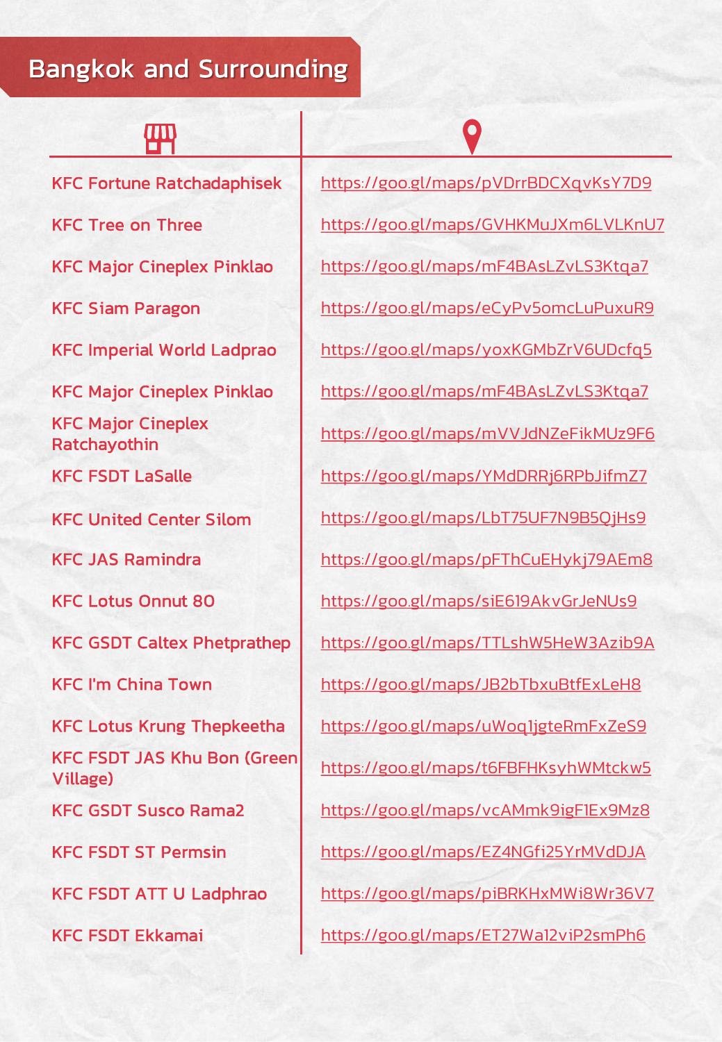## Bangkok and Surrounding

| | |
|---|---|
| KFC Fortune Ratchadaphisek | https://goo.gl/maps/pVDrrBDCXqvKsY7D9 |
| KFC Tree on Three | https://goo.gl/maps/GVHKMuJXm6LVLKnU7 |
| KFC Major Cineplex Pinklao | https://goo.gl/maps/mF4BAsLZvLS3Ktqa7 |
| KFC Siam Paragon | https://goo.gl/maps/eCyPv5omcLuPuxuR9 |
| KFC Imperial World Ladprao | https://goo.gl/maps/yoxKGMbZrV6UDcfq5 |
| KFC Major Cineplex Pinklao | https://goo.gl/maps/mF4BAsLZvLS3Ktqa7 |
| KFC Major Cineplex Ratchayothin | https://goo.gl/maps/mVVJdNZeFikMUz9F6 |
| KFC FSDT LaSalle | https://goo.gl/maps/YMdDRRj6RPbJifmZ7 |
| KFC United Center Silom | https://goo.gl/maps/LbT75UF7N9B5QjHs9 |
| KFC JAS Ramindra | https://goo.gl/maps/pFThCuEHykj79AEm8 |
| KFC Lotus Onnut 80 | https://goo.gl/maps/siE619AkvGrJeNUs9 |
| KFC GSDT Caltex Phetprathep | https://goo.gl/maps/TTLshW5HeW3Azib9A |
| KFC I'm China Town | https://goo.gl/maps/JB2bTbxuBtfExLeH8 |
| KFC Lotus Krung Thepkeetha | https://goo.gl/maps/uWoq1jgteRmFxZeS9 |
| KFC FSDT JAS Khu Bon (Green Village) | https://goo.gl/maps/t6FBFHKsyhWMtckw5 |
| KFC GSDT Susco Rama2 | https://goo.gl/maps/vcAMmk9igF1Ex9Mz8 |
| KFC FSDT ST Permsin | https://goo.gl/maps/EZ4NGfi25YrMVdDJA |
| KFC FSDT ATT U Ladphrao | https://goo.gl/maps/piBRKHxMWi8Wr36V7 |
| KFC FSDT Ekkamai | https://goo.gl/maps/ET27Wa12viP2smPh6 |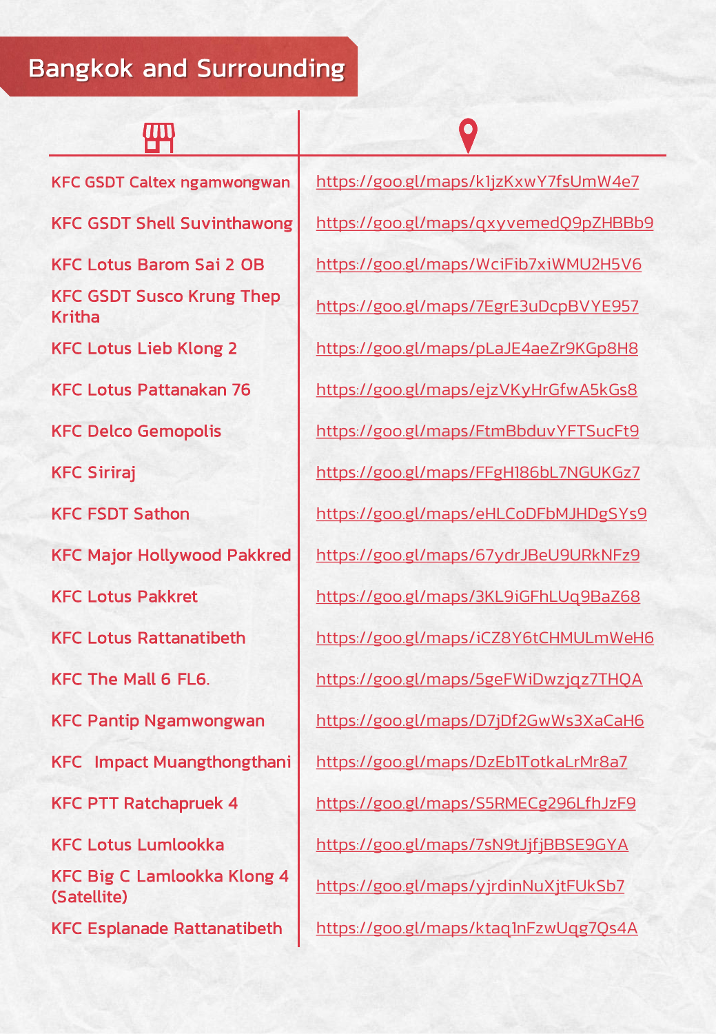# Bangkok and Surrounding

| | |
|---|---|
| KFC GSDT Caltex ngamwongwan | https://goo.gl/maps/k1jzKxwY7fsUmW4e7 |
| KFC GSDT Shell Suvinthawong | https://goo.gl/maps/qxyvemedQ9pZHBBb9 |
| KFC Lotus Barom Sai 2 OB | https://goo.gl/maps/WciFib7xiWMU2H5V6 |
| KFC GSDT Susco Krung Thep Kritha | https://goo.gl/maps/7EgrE3uDcpBVYE957 |
| KFC Lotus Lieb Klong 2 | https://goo.gl/maps/pLaJE4aeZr9KGp8H8 |
| KFC Lotus Pattanakan 76 | https://goo.gl/maps/ejzVKyHrGfwA5kGs8 |
| KFC Delco Gemopolis | https://goo.gl/maps/FtmBbduvYFTSucFt9 |
| KFC Siriraj | https://goo.gl/maps/FFgH186bL7NGUKGz7 |
| KFC FSDT Sathon | https://goo.gl/maps/eHLCoDFbMJHDgSYs9 |
| KFC Major Hollywood Pakkred | https://goo.gl/maps/67ydrJBeU9URkNFz9 |
| KFC Lotus Pakkret | https://goo.gl/maps/3KL9iGFhLUq9BaZ68 |
| KFC Lotus Rattanatibeth | https://goo.gl/maps/iCZ8Y6tCHMULmWeH6 |
| KFC The Mall 6 FL6. | https://goo.gl/maps/5geFWiDwzjqz7THQA |
| KFC Pantip Ngamwongwan | https://goo.gl/maps/D7jDf2GwWs3XaCaH6 |
| KFC Impact Muangthongthani | https://goo.gl/maps/DzEb1TotkaLrMr8a7 |
| KFC PTT Ratchapruek 4 | https://goo.gl/maps/S5RMECg296LfhJzF9 |
| KFC Lotus Lumlookka | https://goo.gl/maps/7sN9tJjfjBBSE9GYA |
| KFC Big C Lamlookka Klong 4 (Satellite) | https://goo.gl/maps/yjrdinNuXjtFUkSb7 |
| KFC Esplanade Rattanatibeth | https://goo.gl/maps/ktaq1nFzwUqg7Qs4A |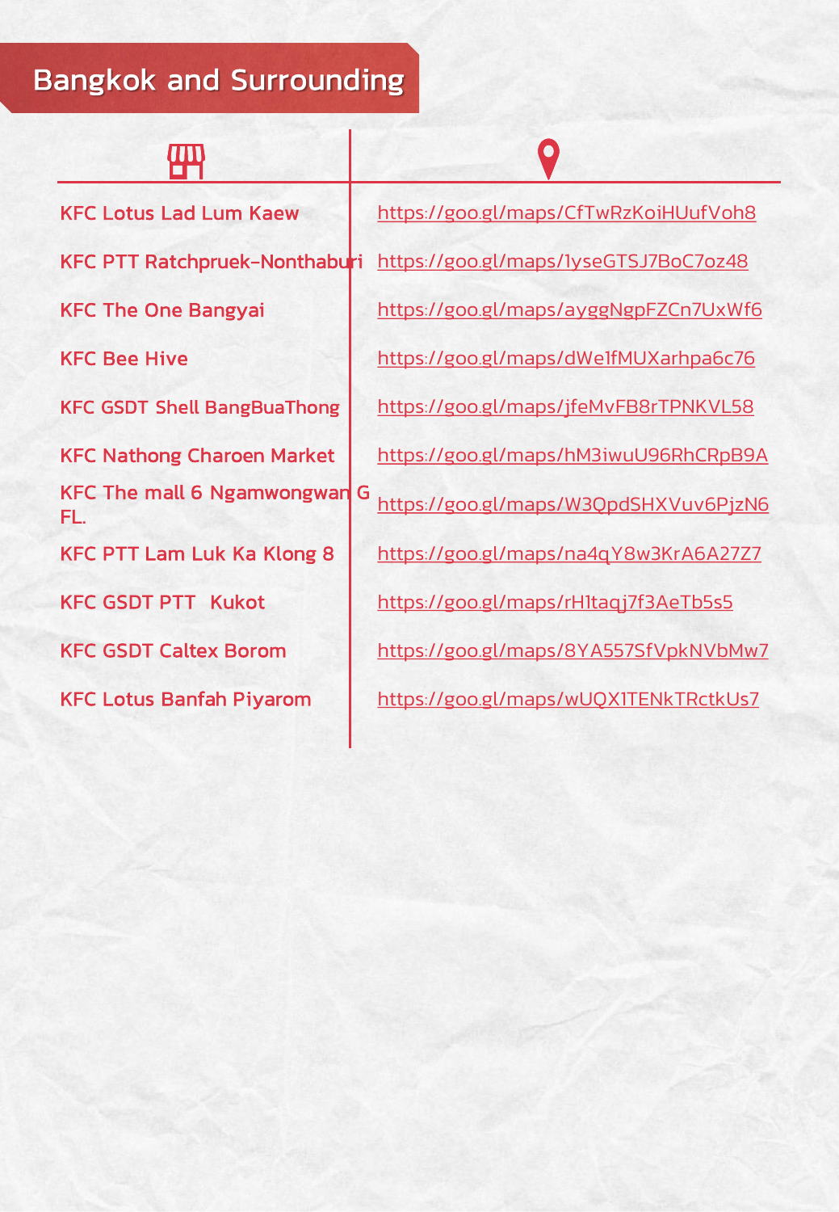## Bangkok and Surrounding

| | |
|---|---|
| KFC Lotus Lad Lum Kaew | https://goo.gl/maps/CfTwRzKoiHUufVoh8 |
| KFC PTT Ratchpruek-Nonthaburi | https://goo.gl/maps/1yseGTSJ7BoC7oz48 |
| KFC The One Bangyai | https://goo.gl/maps/ayggNgpFZCn7UxWf6 |
| KFC Bee Hive | https://goo.gl/maps/dWe1fMUXarhpa6c76 |
| KFC GSDT Shell BangBuaThong | https://goo.gl/maps/jfeMvFB8rTPNKVL58 |
| KFC Nathong Charoen Market | https://goo.gl/maps/hM3iwuU96RhCRpB9A |
| KFC The mall 6 Ngamwongwan G FL. | https://goo.gl/maps/W3QpdSHXVuv6PjzN6 |
| KFC PTT Lam Luk Ka Klong 8 | https://goo.gl/maps/na4qY8w3KrA6A27Z7 |
| KFC GSDT PTT Kukot | https://goo.gl/maps/rH1taqj7f3AeTb5s5 |
| KFC GSDT Caltex Borom | https://goo.gl/maps/8YA557SfVpkNVbMw7 |
| KFC Lotus Banfah Piyarom | https://goo.gl/maps/wUQX1TENkTRctkUs7 |